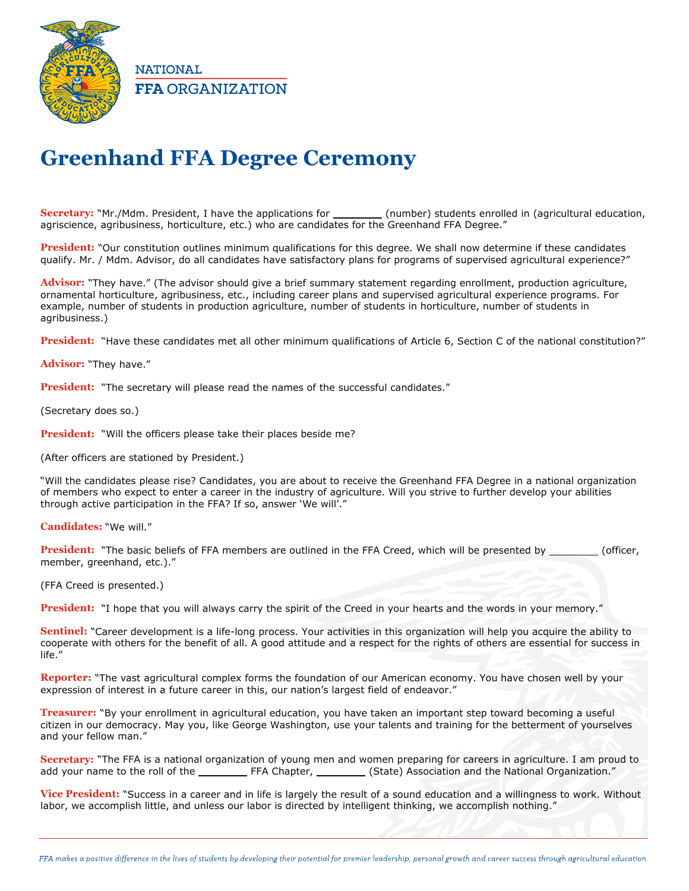NATIONAL
**FFA** ORGANIZATION

# Greenhand FFA Degree Ceremony

**Secretary:** "Mr./Mdm. President, I have the applications for ________ (number) students enrolled in (agricultural education, agriscience, agribusiness, horticulture, etc.) who are candidates for the Greenhand FFA Degree."

**President:** "Our constitution outlines minimum qualifications for this degree. We shall now determine if these candidates qualify. Mr. / Mdm. Advisor, do all candidates have satisfactory plans for programs of supervised agricultural experience?"

**Advisor:** "They have." (The advisor should give a brief summary statement regarding enrollment, production agriculture, ornamental horticulture, agribusiness, etc., including career plans and supervised agricultural experience programs. For example, number of students in production agriculture, number of students in horticulture, number of students in agribusiness.)

**President:** "Have these candidates met all other minimum qualifications of Article 6, Section C of the national constitution?"

**Advisor:** "They have."

**President:** "The secretary will please read the names of the successful candidates."

(Secretary does so.)

**President:** "Will the officers please take their places beside me?

(After officers are stationed by President.)

"Will the candidates please rise? Candidates, you are about to receive the Greenhand FFA Degree in a national organization of members who expect to enter a career in the industry of agriculture. Will you strive to further develop your abilities through active participation in the FFA? If so, answer 'We will'."

**Candidates:** "We will."

**President:** "The basic beliefs of FFA members are outlined in the FFA Creed, which will be presented by ________ (officer, member, greenhand, etc.)."

(FFA Creed is presented.)

**President:** "I hope that you will always carry the spirit of the Creed in your hearts and the words in your memory."

**Sentinel:** "Career development is a life-long process. Your activities in this organization will help you acquire the ability to cooperate with others for the benefit of all. A good attitude and a respect for the rights of others are essential for success in life."

**Reporter:** "The vast agricultural complex forms the foundation of our American economy. You have chosen well by your expression of interest in a future career in this, our nation's largest field of endeavor."

**Treasurer:** "By your enrollment in agricultural education, you have taken an important step toward becoming a useful citizen in our democracy. May you, like George Washington, use your talents and training for the betterment of yourselves and your fellow man."

**Secretary:** "The FFA is a national organization of young men and women preparing for careers in agriculture. I am proud to add your name to the roll of the ________ FFA Chapter, ________ (State) Association and the National Organization."

**Vice President:** "Success in a career and in life is largely the result of a sound education and a willingness to work. Without labor, we accomplish little, and unless our labor is directed by intelligent thinking, we accomplish nothing."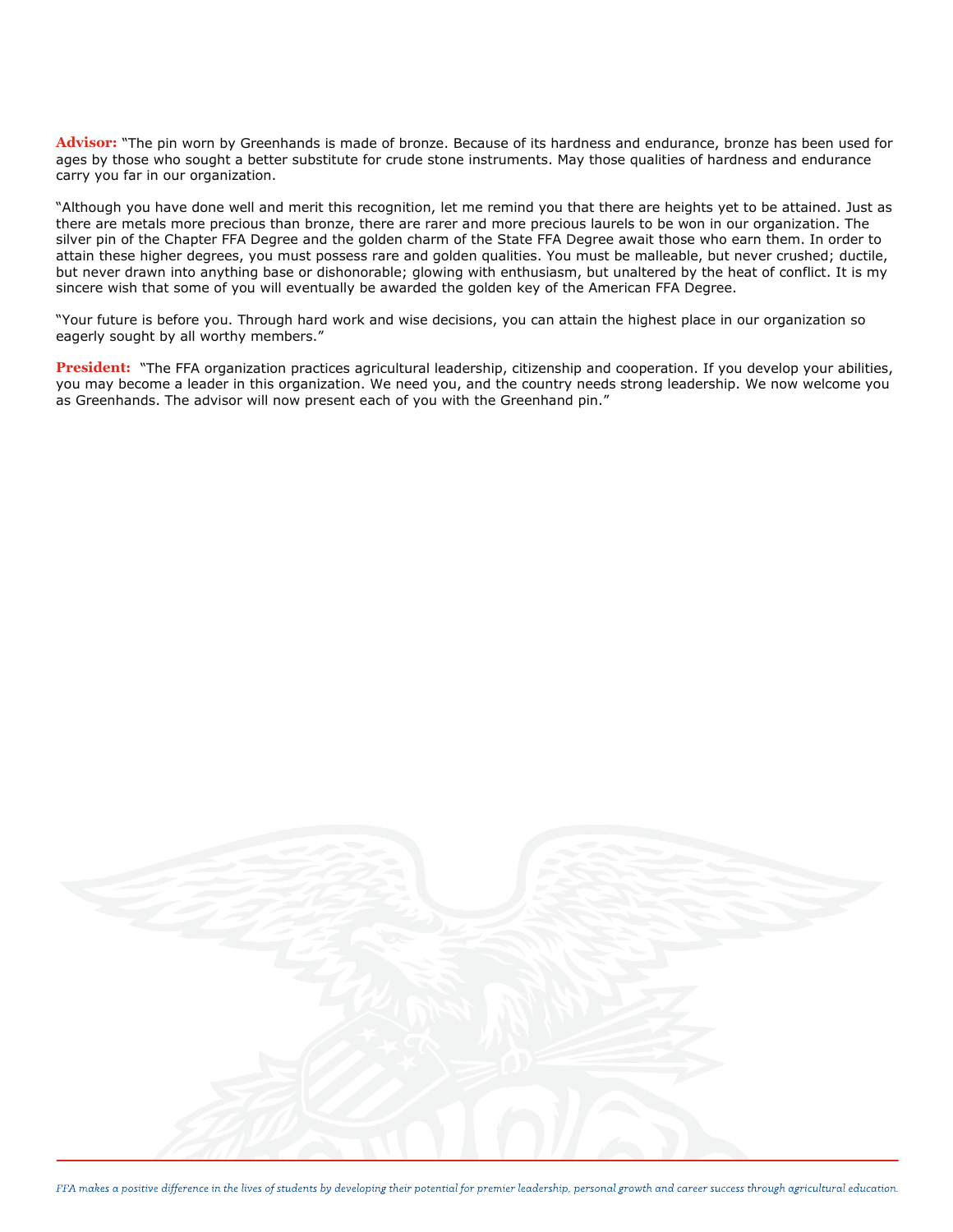**Advisor:** "The pin worn by Greenhands is made of bronze. Because of its hardness and endurance, bronze has been used for ages by those who sought a better substitute for crude stone instruments. May those qualities of hardness and endurance carry you far in our organization.

"Although you have done well and merit this recognition, let me remind you that there are heights yet to be attained. Just as there are metals more precious than bronze, there are rarer and more precious laurels to be won in our organization. The silver pin of the Chapter FFA Degree and the golden charm of the State FFA Degree await those who earn them. In order to attain these higher degrees, you must possess rare and golden qualities. You must be malleable, but never crushed; ductile, but never drawn into anything base or dishonorable; glowing with enthusiasm, but unaltered by the heat of conflict. It is my sincere wish that some of you will eventually be awarded the golden key of the American FFA Degree.

"Your future is before you. Through hard work and wise decisions, you can attain the highest place in our organization so eagerly sought by all worthy members."

**President:** "The FFA organization practices agricultural leadership, citizenship and cooperation. If you develop your abilities, you may become a leader in this organization. We need you, and the country needs strong leadership. We now welcome you as Greenhands. The advisor will now present each of you with the Greenhand pin."